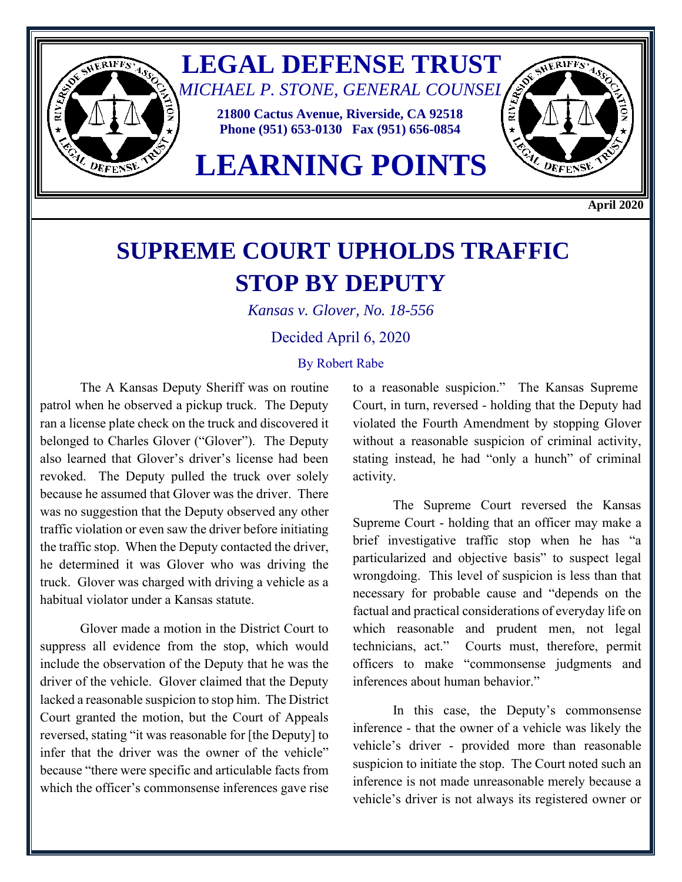# LEGAL DEFENSE TRUST

*MICHAEL P. STONE, GENERAL COUNSEL*

**21800 Cactus Avenue, Riverside, CA 92518**
**Phone (951) 653-0130 Fax (951) 656-0854**

# LEARNING POINTS

**April 2020**

## SUPREME COURT UPHOLDS TRAFFIC STOP BY DEPUTY

*Kansas v. Glover, No. 18-556*

Decided April 6, 2020

By Robert Rabe

The A Kansas Deputy Sheriff was on routine patrol when he observed a pickup truck. The Deputy ran a license plate check on the truck and discovered it belonged to Charles Glover ("Glover"). The Deputy also learned that Glover's driver's license had been revoked. The Deputy pulled the truck over solely because he assumed that Glover was the driver. There was no suggestion that the Deputy observed any other traffic violation or even saw the driver before initiating the traffic stop. When the Deputy contacted the driver, he determined it was Glover who was driving the truck. Glover was charged with driving a vehicle as a habitual violator under a Kansas statute.

Glover made a motion in the District Court to suppress all evidence from the stop, which would include the observation of the Deputy that he was the driver of the vehicle. Glover claimed that the Deputy lacked a reasonable suspicion to stop him. The District Court granted the motion, but the Court of Appeals reversed, stating "it was reasonable for [the Deputy] to infer that the driver was the owner of the vehicle" because "there were specific and articulable facts from which the officer's commonsense inferences gave rise to a reasonable suspicion." The Kansas Supreme Court, in turn, reversed - holding that the Deputy had violated the Fourth Amendment by stopping Glover without a reasonable suspicion of criminal activity, stating instead, he had "only a hunch" of criminal activity.

The Supreme Court reversed the Kansas Supreme Court - holding that an officer may make a brief investigative traffic stop when he has "a particularized and objective basis" to suspect legal wrongdoing. This level of suspicion is less than that necessary for probable cause and "depends on the factual and practical considerations of everyday life on which reasonable and prudent men, not legal technicians, act." Courts must, therefore, permit officers to make "commonsense judgments and inferences about human behavior."

In this case, the Deputy's commonsense inference - that the owner of a vehicle was likely the vehicle's driver - provided more than reasonable suspicion to initiate the stop. The Court noted such an inference is not made unreasonable merely because a vehicle's driver is not always its registered owner or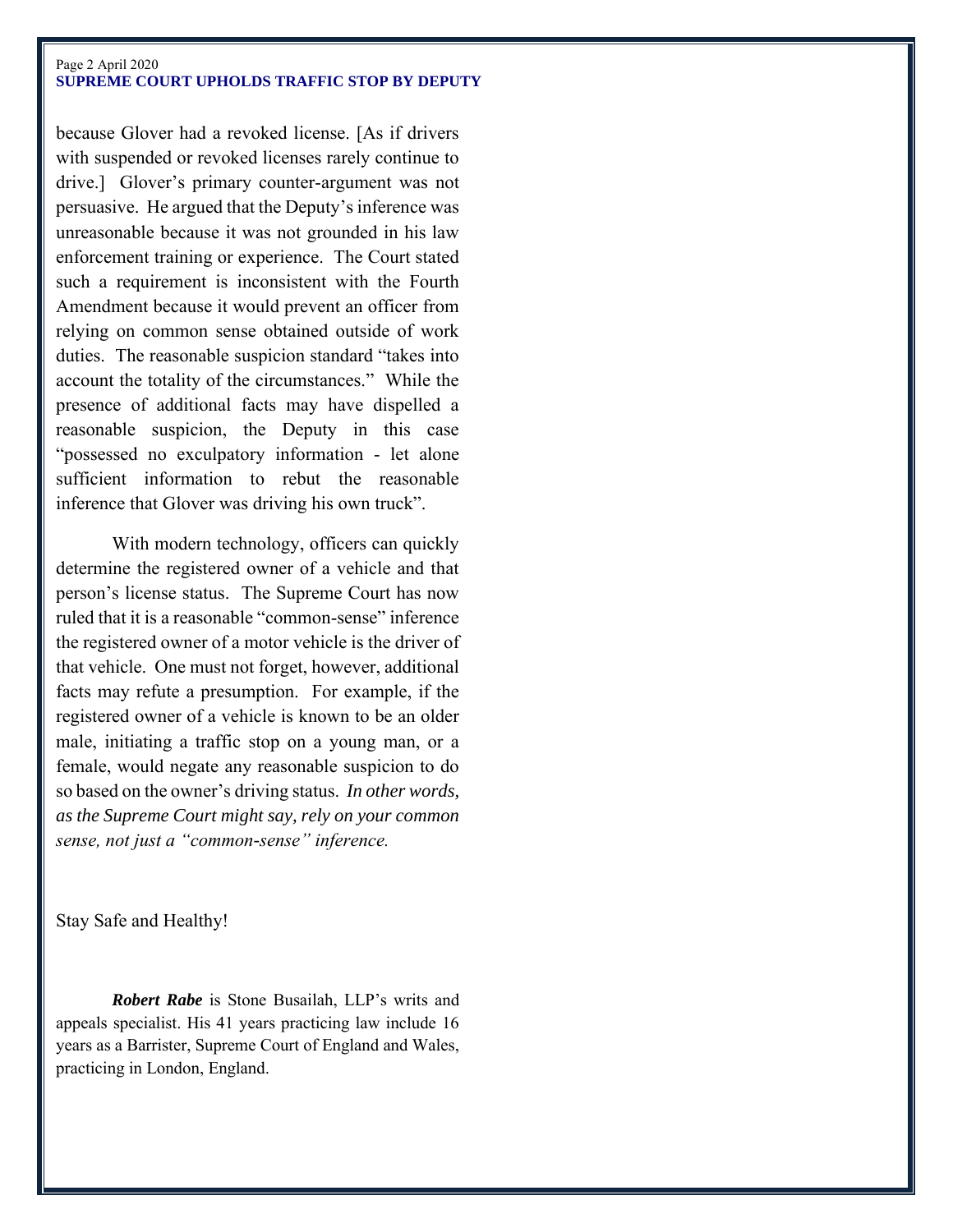because Glover had a revoked license. [As if drivers with suspended or revoked licenses rarely continue to drive.] Glover's primary counter-argument was not persuasive. He argued that the Deputy's inference was unreasonable because it was not grounded in his law enforcement training or experience. The Court stated such a requirement is inconsistent with the Fourth Amendment because it would prevent an officer from relying on common sense obtained outside of work duties. The reasonable suspicion standard "takes into account the totality of the circumstances." While the presence of additional facts may have dispelled a reasonable suspicion, the Deputy in this case "possessed no exculpatory information - let alone sufficient information to rebut the reasonable inference that Glover was driving his own truck".

With modern technology, officers can quickly determine the registered owner of a vehicle and that person's license status. The Supreme Court has now ruled that it is a reasonable "common-sense" inference the registered owner of a motor vehicle is the driver of that vehicle. One must not forget, however, additional facts may refute a presumption. For example, if the registered owner of a vehicle is known to be an older male, initiating a traffic stop on a young man, or a female, would negate any reasonable suspicion to do so based on the owner's driving status. *In other words, as the Supreme Court might say, rely on your common sense, not just a "common-sense" inference.*

Stay Safe and Healthy!

***Robert Rabe*** is Stone Busailah, LLP's writs and appeals specialist. His 41 years practicing law include 16 years as a Barrister, Supreme Court of England and Wales, practicing in London, England.